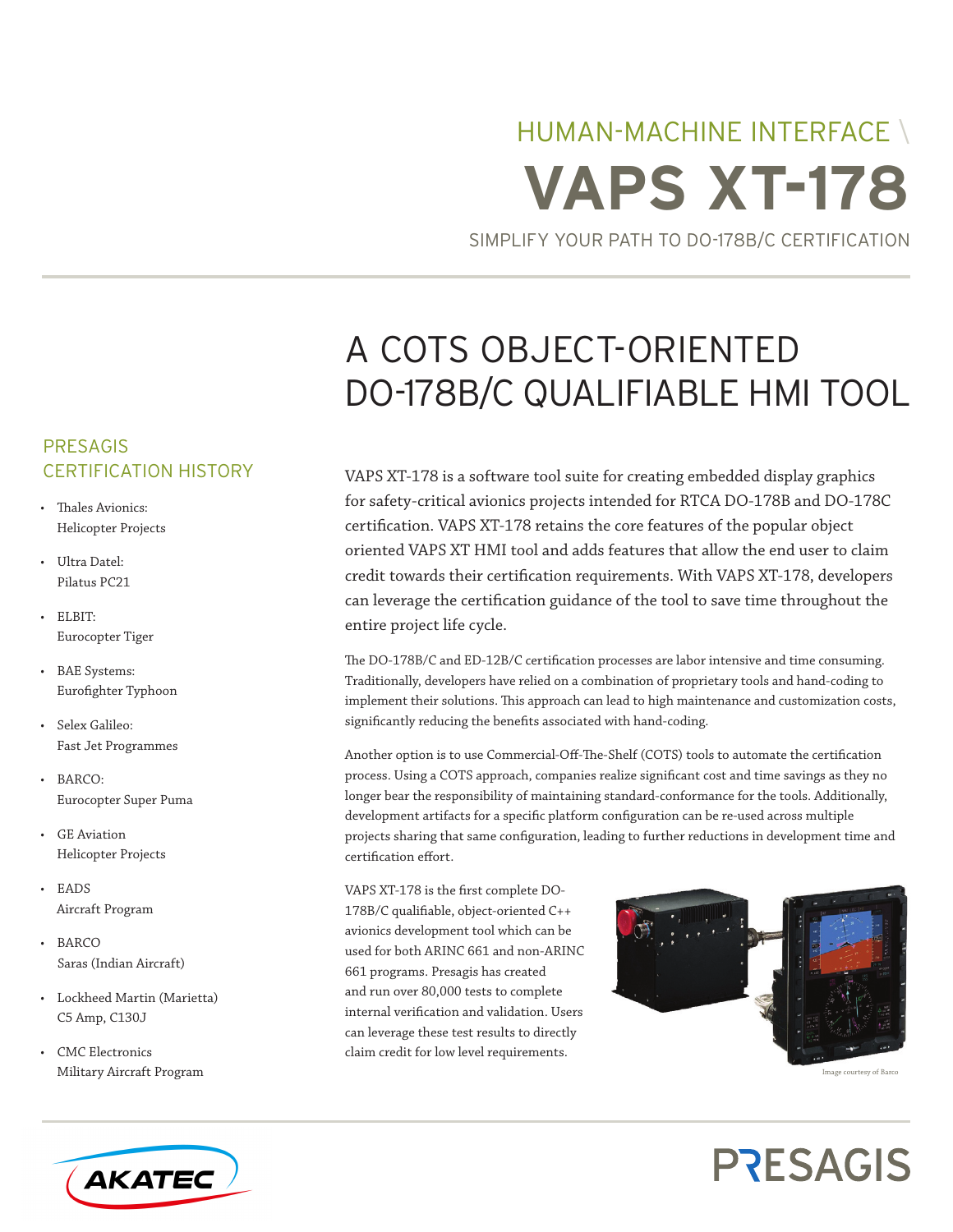HUMAN-MACHINE INTERFACE \

# VAPS XT-178

SIMPLIFY YOUR PATH TO DO-178B/C CERTIFICATION

## A COTS OBJECT-ORIENTED DO-178B/C QUALIFIABLE HMI TOOL

VAPS XT-178 is a software tool suite for creating embedded display graphics for safety-critical avionics projects intended for RTCA DO-178B and DO-178C certification. VAPS XT-178 retains the core features of the popular object oriented VAPS XT HMI tool and adds features that allow the end user to claim credit towards their certification requirements. With VAPS XT-178, developers can leverage the certification guidance of the tool to save time throughout the entire project life cycle.

The DO-178B/C and ED-12B/C certification processes are labor intensive and time consuming. Traditionally, developers have relied on a combination of proprietary tools and hand-coding to implement their solutions. This approach can lead to high maintenance and customization costs, significantly reducing the benefits associated with hand-coding.

Another option is to use Commercial-Off-The-Shelf (COTS) tools to automate the certification process. Using a COTS approach, companies realize significant cost and time savings as they no longer bear the responsibility of maintaining standard-conformance for the tools. Additionally, development artifacts for a specific platform configuration can be re-used across multiple projects sharing that same configuration, leading to further reductions in development time and certification effort.

VAPS XT-178 is the first complete DO-178B/C qualifiable, object-oriented C++ avionics development tool which can be used for both ARINC 661 and non-ARINC 661 programs. Presagis has created and run over 80,000 tests to complete internal verification and validation. Users can leverage these test results to directly claim credit for low level requirements.

Image courtesy of Barco

### PRESAGIS CERTIFICATION HISTORY

- Thales Avionics: Helicopter Projects
- Ultra Datel: Pilatus PC21
- ELBIT: Eurocopter Tiger
- BAE Systems: Eurofighter Typhoon
- Selex Galileo: Fast Jet Programmes
- BARCO: Eurocopter Super Puma
- GE Aviation Helicopter Projects
- EADS Aircraft Program
- BARCO Saras (Indian Aircraft)
- Lockheed Martin (Marietta) C5 Amp, C130J
- CMC Electronics Military Aircraft Program

AKATEC

PRESAGIS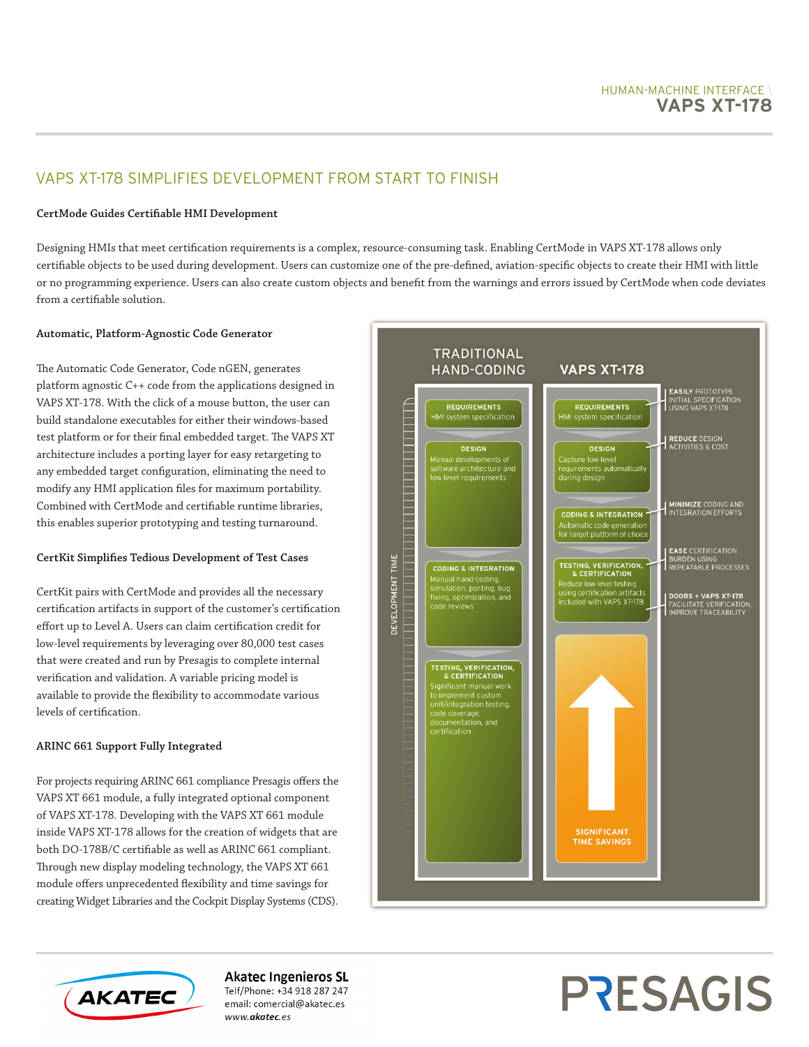## VAPS XT-178 SIMPLIFIES DEVELOPMENT FROM START TO FINISH

### CertMode Guides Certifiable HMI Development

Designing HMIs that meet certification requirements is a complex, resource-consuming task. Enabling CertMode in VAPS XT-178 allows only certifiable objects to be used during development. Users can customize one of the pre-defined, aviation-specific objects to create their HMI with little or no programming experience. Users can also create custom objects and benefit from the warnings and errors issued by CertMode when code deviates from a certifiable solution.

### Automatic, Platform-Agnostic Code Generator

The Automatic Code Generator, Code nGEN, generates platform agnostic C++ code from the applications designed in VAPS XT-178. With the click of a mouse button, the user can build standalone executables for either their windows-based test platform or for their final embedded target. The VAPS XT architecture includes a porting layer for easy retargeting to any embedded target configuration, eliminating the need to modify any HMI application files for maximum portability. Combined with CertMode and certifiable runtime libraries, this enables superior prototyping and testing turnaround.

### CertKit Simplifies Tedious Development of Test Cases

CertKit pairs with CertMode and provides all the necessary certification artifacts in support of the customer's certification effort up to Level A. Users can claim certification credit for low-level requirements by leveraging over 80,000 test cases that were created and run by Presagis to complete internal verification and validation. A variable pricing model is available to provide the flexibility to accommodate various levels of certification.

### ARINC 661 Support Fully Integrated

For projects requiring ARINC 661 compliance Presagis offers the VAPS XT 661 module, a fully integrated optional component of VAPS XT-178. Developing with the VAPS XT 661 module inside VAPS XT-178 allows for the creation of widgets that are both DO-178B/C certifiable as well as ARINC 661 compliant. Through new display modeling technology, the VAPS XT 661 module offers unprecedented flexibility and time savings for creating Widget Libraries and the Cockpit Display Systems (CDS).

TRADITIONAL HAND-CODING

DEVELOPMENT TIME

REQUIREMENTS
HMI system specification

DESIGN
Manual developments of software architecture and low level requirements

CODING & INTEGRATION
Manual hand-coding, simulation, porting, bug fixing, optimization, and code reviews

TESTING, VERIFICATION, & CERTIFICATION
Significant manual work to implement custom unit/integration testing, code coverage, documentation, and certification

VAPS XT-178

REQUIREMENTS
HMI system specification

DESIGN
Capture low level requirements automatically during design

CODING & INTEGRATION
Automatic code generation for target platform of choice

TESTING, VERIFICATION, & CERTIFICATION
Reduce low level testing using certification artifacts included with VAPS XT-178

SIGNIFICANT TIME SAVINGS

EASILY PROTOTYPE INITIAL SPECIFICATION USING VAPS XT-178

REDUCE DESIGN ACTIVITIES & COST

MINIMIZE CODING AND INTEGRATION EFFORTS

EASE CERTIFICATION BURDEN USING REPEATABLE PROCESSES

DOORS + VAPS XT-178 FACILITATE VERIFICATION, IMPROVE TRACEABILITY

AKATEC

**Akatec Ingenieros SL**
Telf/Phone: +34 918 287 247
email: comercial@akatec.es
*www.akatec.es*

PRESAGIS